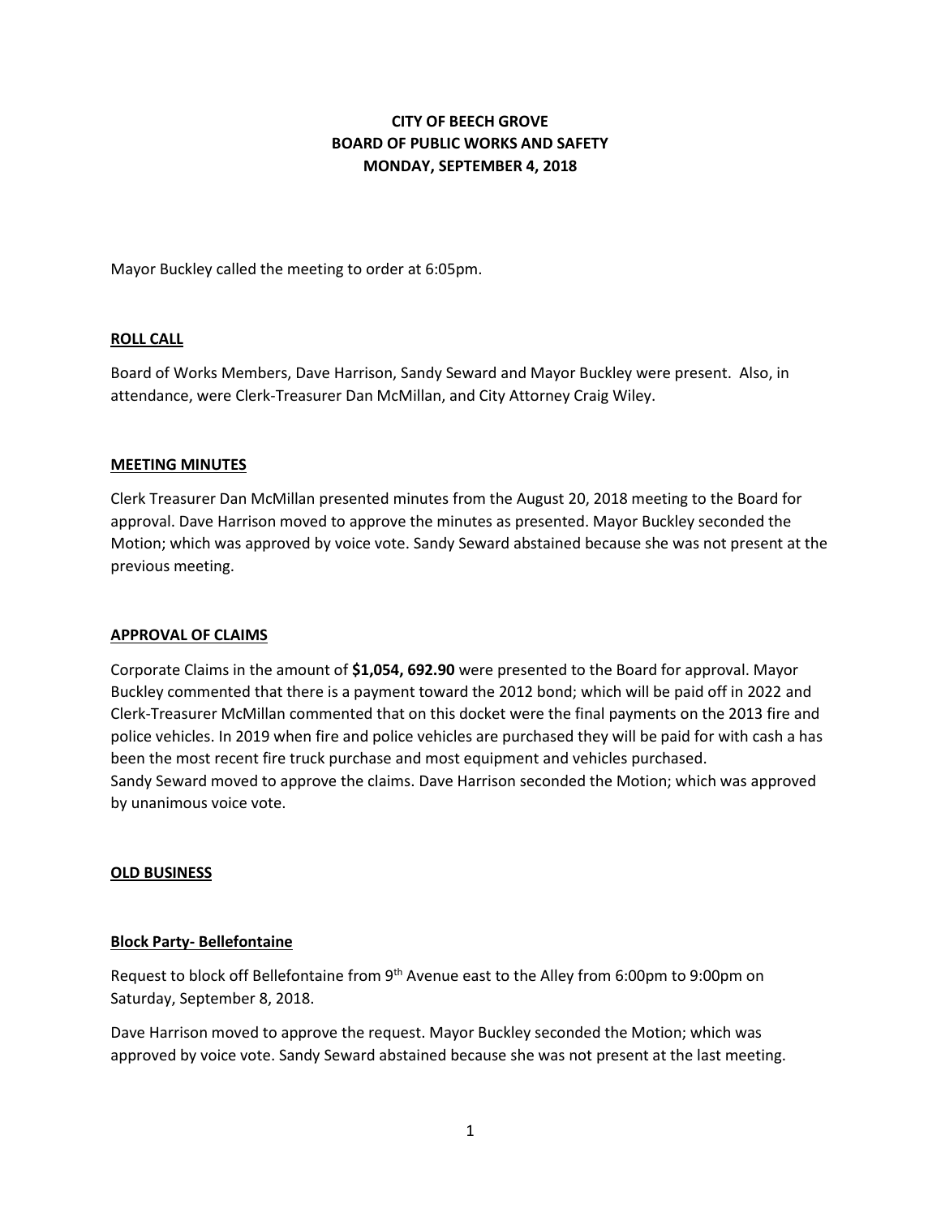**CITY OF BEECH GROVE**
**BOARD OF PUBLIC WORKS AND SAFETY**
**MONDAY, SEPTEMBER 4, 2018**

Mayor Buckley called the meeting to order at 6:05pm.

## ROLL CALL

Board of Works Members, Dave Harrison, Sandy Seward and Mayor Buckley were present. Also, in attendance, were Clerk-Treasurer Dan McMillan, and City Attorney Craig Wiley.

## MEETING MINUTES

Clerk Treasurer Dan McMillan presented minutes from the August 20, 2018 meeting to the Board for approval. Dave Harrison moved to approve the minutes as presented. Mayor Buckley seconded the Motion; which was approved by voice vote. Sandy Seward abstained because she was not present at the previous meeting.

## APPROVAL OF CLAIMS

Corporate Claims in the amount of **$1,054, 692.90** were presented to the Board for approval. Mayor Buckley commented that there is a payment toward the 2012 bond; which will be paid off in 2022 and Clerk-Treasurer McMillan commented that on this docket were the final payments on the 2013 fire and police vehicles. In 2019 when fire and police vehicles are purchased they will be paid for with cash a has been the most recent fire truck purchase and most equipment and vehicles purchased.
Sandy Seward moved to approve the claims. Dave Harrison seconded the Motion; which was approved by unanimous voice vote.

## OLD BUSINESS

### Block Party- Bellefontaine

Request to block off Bellefontaine from 9th Avenue east to the Alley from 6:00pm to 9:00pm on Saturday, September 8, 2018.

Dave Harrison moved to approve the request. Mayor Buckley seconded the Motion; which was approved by voice vote. Sandy Seward abstained because she was not present at the last meeting.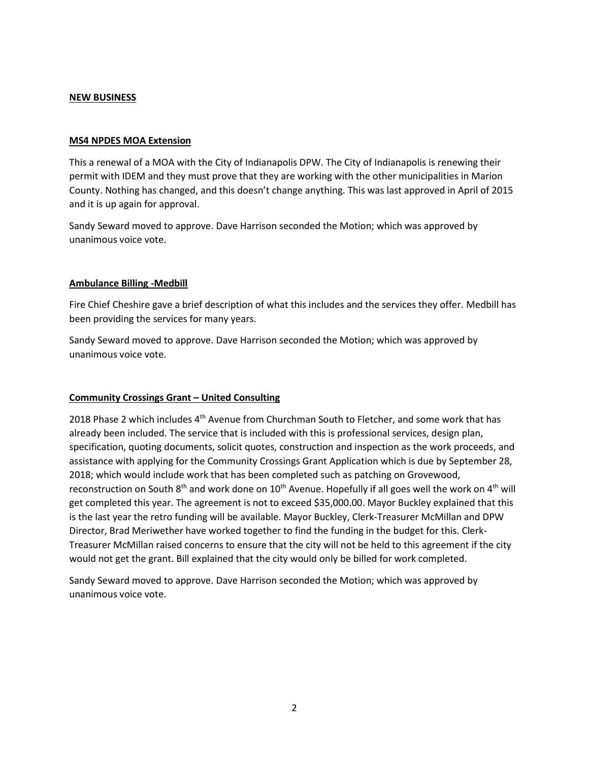## NEW BUSINESS

### MS4 NPDES MOA Extension

This a renewal of a MOA with the City of Indianapolis DPW. The City of Indianapolis is renewing their permit with IDEM and they must prove that they are working with the other municipalities in Marion County. Nothing has changed, and this doesn't change anything. This was last approved in April of 2015 and it is up again for approval.

Sandy Seward moved to approve. Dave Harrison seconded the Motion; which was approved by unanimous voice vote.

### Ambulance Billing -Medbill

Fire Chief Cheshire gave a brief description of what this includes and the services they offer. Medbill has been providing the services for many years.

Sandy Seward moved to approve. Dave Harrison seconded the Motion; which was approved by unanimous voice vote.

### Community Crossings Grant – United Consulting

2018 Phase 2 which includes 4th Avenue from Churchman South to Fletcher, and some work that has already been included. The service that is included with this is professional services, design plan, specification, quoting documents, solicit quotes, construction and inspection as the work proceeds, and assistance with applying for the Community Crossings Grant Application which is due by September 28, 2018; which would include work that has been completed such as patching on Grovewood, reconstruction on South 8th and work done on 10th Avenue. Hopefully if all goes well the work on 4th will get completed this year. The agreement is not to exceed $35,000.00. Mayor Buckley explained that this is the last year the retro funding will be available. Mayor Buckley, Clerk-Treasurer McMillan and DPW Director, Brad Meriwether have worked together to find the funding in the budget for this. Clerk-Treasurer McMillan raised concerns to ensure that the city will not be held to this agreement if the city would not get the grant. Bill explained that the city would only be billed for work completed.

Sandy Seward moved to approve. Dave Harrison seconded the Motion; which was approved by unanimous voice vote.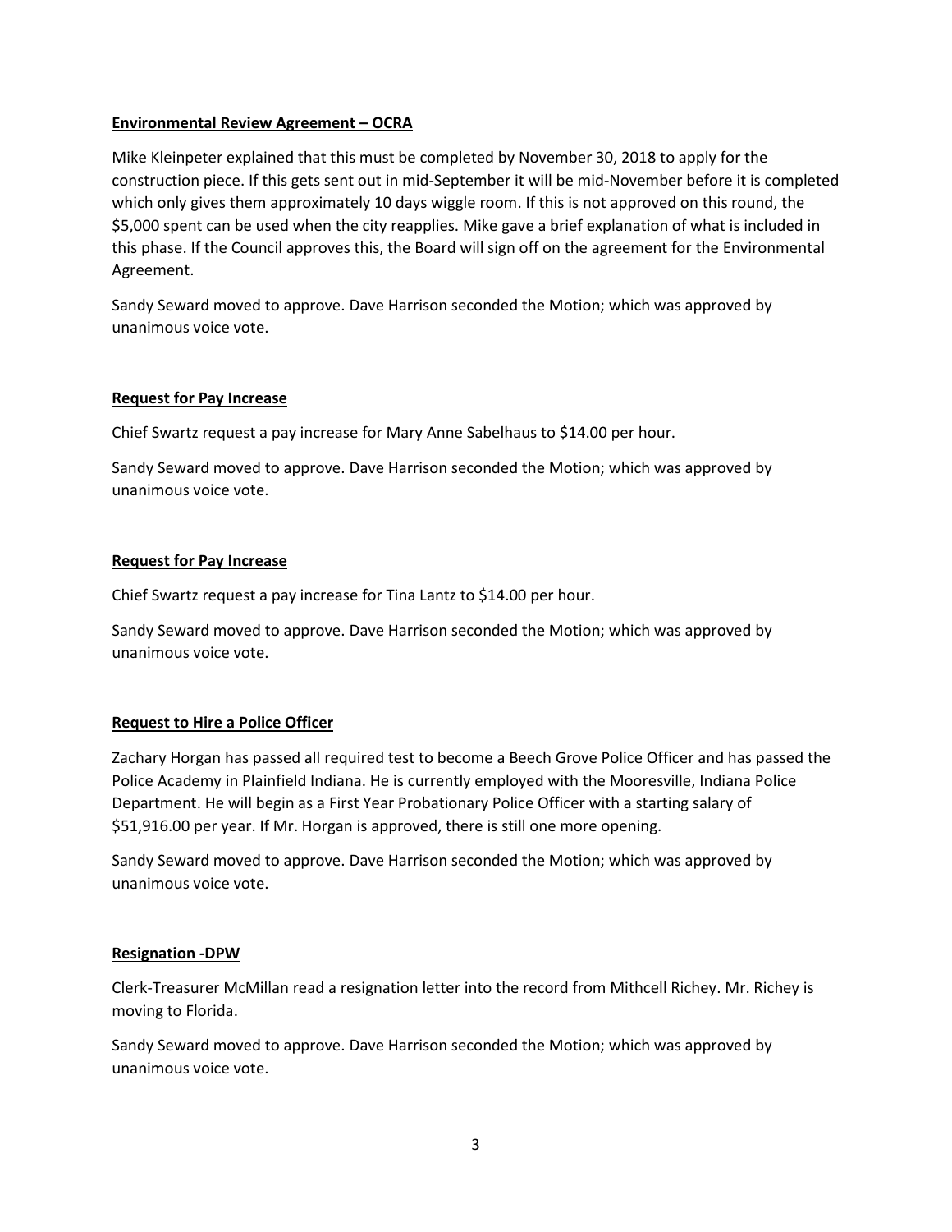**Environmental Review Agreement – OCRA**

Mike Kleinpeter explained that this must be completed by November 30, 2018 to apply for the construction piece. If this gets sent out in mid-September it will be mid-November before it is completed which only gives them approximately 10 days wiggle room. If this is not approved on this round, the $5,000 spent can be used when the city reapplies. Mike gave a brief explanation of what is included in this phase. If the Council approves this, the Board will sign off on the agreement for the Environmental Agreement.

Sandy Seward moved to approve. Dave Harrison seconded the Motion; which was approved by unanimous voice vote.

**Request for Pay Increase**

Chief Swartz request a pay increase for Mary Anne Sabelhaus to $14.00 per hour.

Sandy Seward moved to approve. Dave Harrison seconded the Motion; which was approved by unanimous voice vote.

**Request for Pay Increase**

Chief Swartz request a pay increase for Tina Lantz to $14.00 per hour.

Sandy Seward moved to approve. Dave Harrison seconded the Motion; which was approved by unanimous voice vote.

**Request to Hire a Police Officer**

Zachary Horgan has passed all required test to become a Beech Grove Police Officer and has passed the Police Academy in Plainfield Indiana. He is currently employed with the Mooresville, Indiana Police Department. He will begin as a First Year Probationary Police Officer with a starting salary of $51,916.00 per year. If Mr. Horgan is approved, there is still one more opening.

Sandy Seward moved to approve. Dave Harrison seconded the Motion; which was approved by unanimous voice vote.

**Resignation -DPW**

Clerk-Treasurer McMillan read a resignation letter into the record from Mithcell Richey. Mr. Richey is moving to Florida.

Sandy Seward moved to approve. Dave Harrison seconded the Motion; which was approved by unanimous voice vote.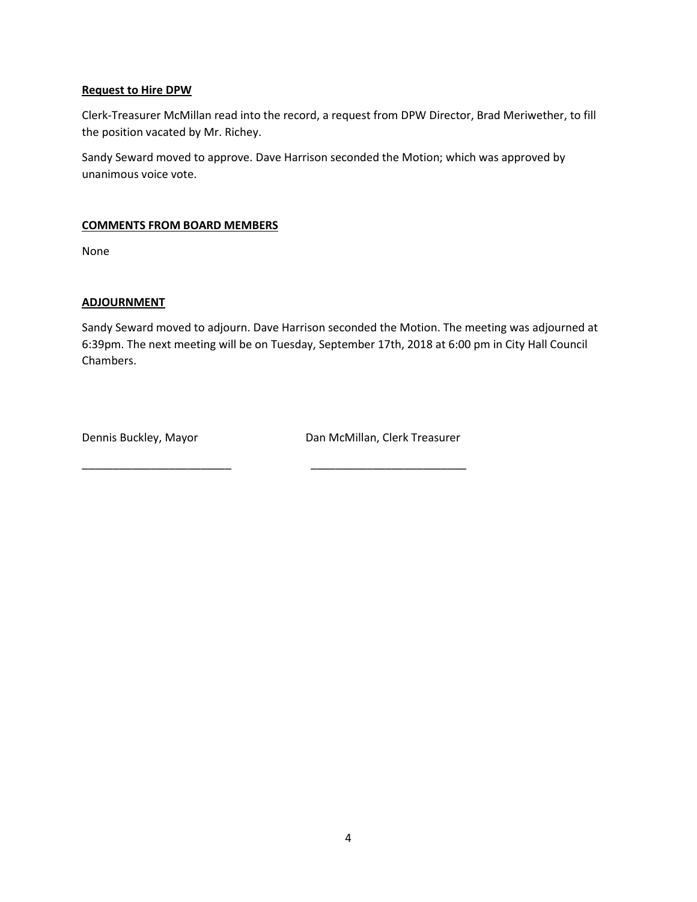**Request to Hire DPW**

Clerk-Treasurer McMillan read into the record, a request from DPW Director, Brad Meriwether, to fill the position vacated by Mr. Richey.

Sandy Seward moved to approve. Dave Harrison seconded the Motion; which was approved by unanimous voice vote.

**COMMENTS FROM BOARD MEMBERS**

None

**ADJOURNMENT**

Sandy Seward moved to adjourn. Dave Harrison seconded the Motion. The meeting was adjourned at 6:39pm. The next meeting will be on Tuesday, September 17th, 2018 at 6:00 pm in City Hall Council Chambers.

Dennis Buckley, Mayor

________________________

Dan McMillan, Clerk Treasurer

_________________________